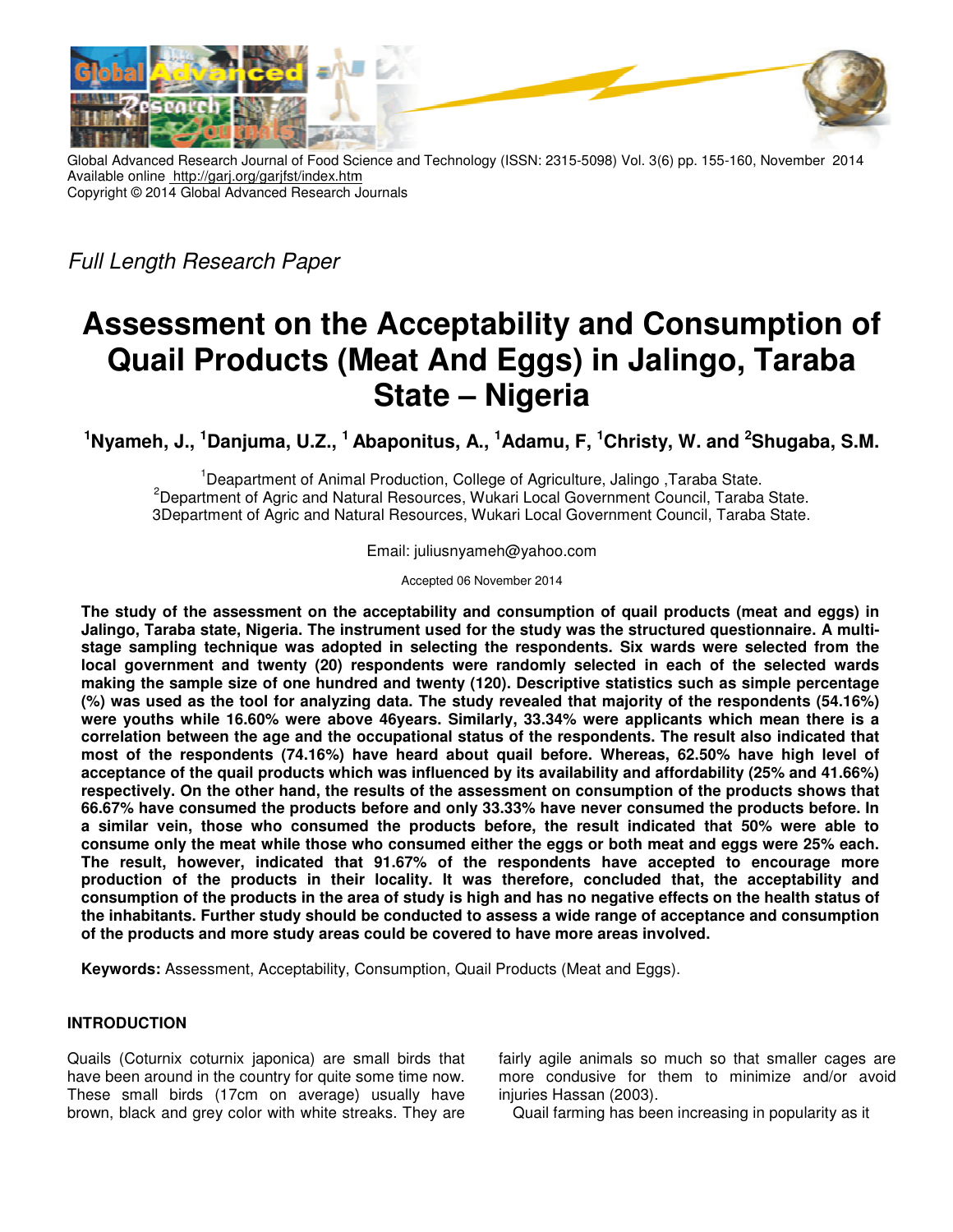Global Advanced Research Journal of Food Science and Technology (ISSN: 2315-5098) Vol. 3(6) pp. 155-160, November 2014
Available online http://garj.org/garjfst/index.htm
Copyright © 2014 Global Advanced Research Journals

*Full Length Research Paper*

# Assessment on the Acceptability and Consumption of Quail Products (Meat And Eggs) in Jalingo, Taraba State – Nigeria

**[1]Nyameh, J., [1]Danjuma, U.Z., [1] Abaponitus, A., [1]Adamu, F, [1]Christy, W. and [2]Shugaba, S.M.**

[1]Deapartment of Animal Production, College of Agriculture, Jalingo ,Taraba State.
[2]Department of Agric and Natural Resources, Wukari Local Government Council, Taraba State.
3Department of Agric and Natural Resources, Wukari Local Government Council, Taraba State.

Email: juliusnyameh@yahoo.com

Accepted 06 November 2014

**The study of the assessment on the acceptability and consumption of quail products (meat and eggs) in Jalingo, Taraba state, Nigeria. The instrument used for the study was the structured questionnaire. A multi-stage sampling technique was adopted in selecting the respondents. Six wards were selected from the local government and twenty (20) respondents were randomly selected in each of the selected wards making the sample size of one hundred and twenty (120). Descriptive statistics such as simple percentage (%) was used as the tool for analyzing data. The study revealed that majority of the respondents (54.16%) were youths while 16.60% were above 46years. Similarly, 33.34% were applicants which mean there is a correlation between the age and the occupational status of the respondents. The result also indicated that most of the respondents (74.16%) have heard about quail before. Whereas, 62.50% have high level of acceptance of the quail products which was influenced by its availability and affordability (25% and 41.66%) respectively. On the other hand, the results of the assessment on consumption of the products shows that 66.67% have consumed the products before and only 33.33% have never consumed the products before. In a similar vein, those who consumed the products before, the result indicated that 50% were able to consume only the meat while those who consumed either the eggs or both meat and eggs were 25% each. The result, however, indicated that 91.67% of the respondents have accepted to encourage more production of the products in their locality. It was therefore, concluded that, the acceptability and consumption of the products in the area of study is high and has no negative effects on the health status of the inhabitants. Further study should be conducted to assess a wide range of acceptance and consumption of the products and more study areas could be covered to have more areas involved.**

**Keywords:** Assessment, Acceptability, Consumption, Quail Products (Meat and Eggs).

## INTRODUCTION

Quails (Coturnix coturnix japonica) are small birds that have been around in the country for quite some time now. These small birds (17cm on average) usually have brown, black and grey color with white streaks. They are fairly agile animals so much so that smaller cages are more condusive for them to minimize and/or avoid injuries Hassan (2003).

Quail farming has been increasing in popularity as it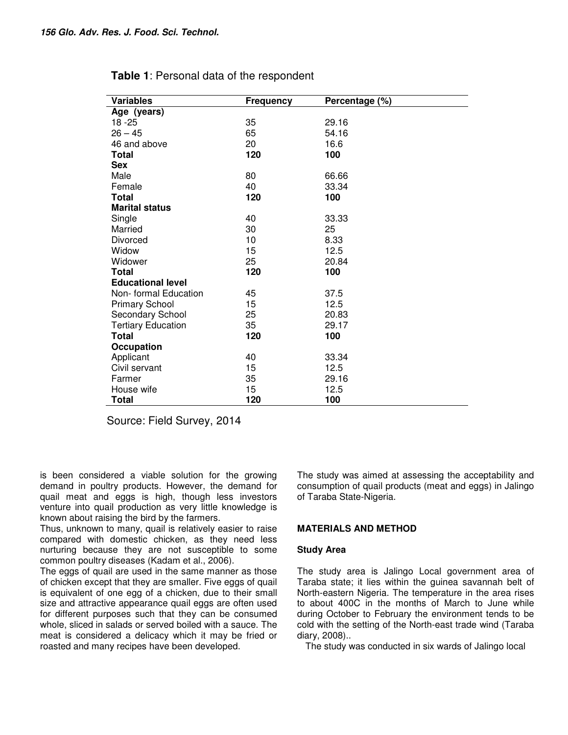**Table 1**: Personal data of the respondent

| Variables | Frequency | Percentage (%) |
|---|---|---|
| **Age (years)** | | |
| 18 -25 | 35 | 29.16 |
| 26 – 45 | 65 | 54.16 |
| 46 and above | 20 | 16.6 |
| **Total** | **120** | **100** |
| **Sex** | | |
| Male | 80 | 66.66 |
| Female | 40 | 33.34 |
| **Total** | **120** | **100** |
| **Marital status** | | |
| Single | 40 | 33.33 |
| Married | 30 | 25 |
| Divorced | 10 | 8.33 |
| Widow | 15 | 12.5 |
| Widower | 25 | 20.84 |
| **Total** | **120** | **100** |
| **Educational level** | | |
| Non- formal Education | 45 | 37.5 |
| Primary School | 15 | 12.5 |
| Secondary School | 25 | 20.83 |
| Tertiary Education | 35 | 29.17 |
| **Total** | **120** | **100** |
| **Occupation** | | |
| Applicant | 40 | 33.34 |
| Civil servant | 15 | 12.5 |
| Farmer | 35 | 29.16 |
| House wife | 15 | 12.5 |
| **Total** | **120** | **100** |

Source: Field Survey, 2014

is been considered a viable solution for the growing demand in poultry products. However, the demand for quail meat and eggs is high, though less investors venture into quail production as very little knowledge is known about raising the bird by the farmers.

Thus, unknown to many, quail is relatively easier to raise compared with domestic chicken, as they need less nurturing because they are not susceptible to some common poultry diseases (Kadam et al., 2006).

The eggs of quail are used in the same manner as those of chicken except that they are smaller. Five eggs of quail is equivalent of one egg of a chicken, due to their small size and attractive appearance quail eggs are often used for different purposes such that they can be consumed whole, sliced in salads or served boiled with a sauce. The meat is considered a delicacy which it may be fried or roasted and many recipes have been developed.

The study was aimed at assessing the acceptability and consumption of quail products (meat and eggs) in Jalingo of Taraba State-Nigeria.

## MATERIALS AND METHOD

### Study Area

The study area is Jalingo Local government area of Taraba state; it lies within the guinea savannah belt of North-eastern Nigeria. The temperature in the area rises to about 400C in the months of March to June while during October to February the environment tends to be cold with the setting of the North-east trade wind (Taraba diary, 2008)..

The study was conducted in six wards of Jalingo local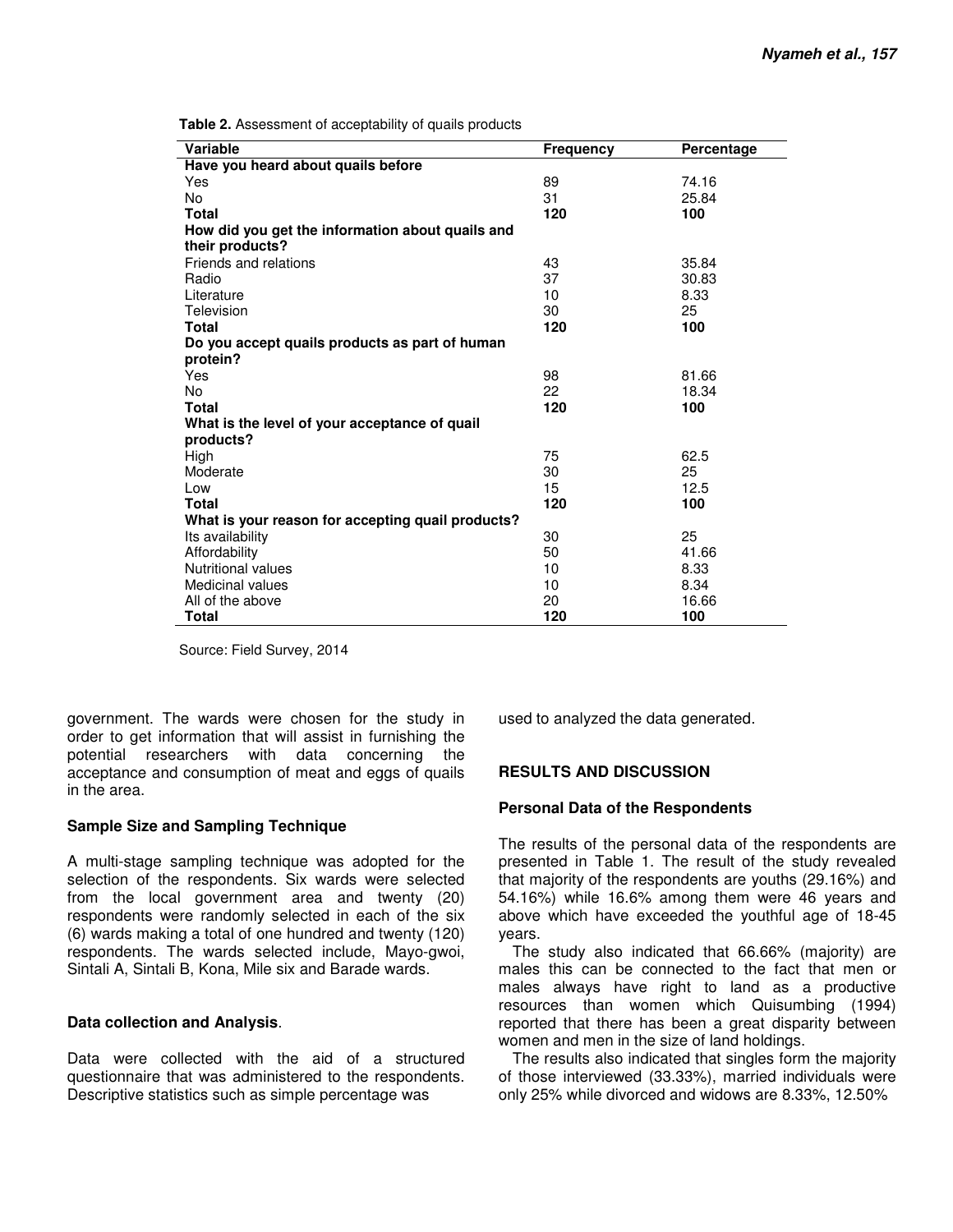**Table 2.** Assessment of acceptability of quails products

| Variable | Frequency | Percentage |
|---|---|---|
| **Have you heard about quails before** | | |
| Yes | 89 | 74.16 |
| No | 31 | 25.84 |
| **Total** | **120** | **100** |
| **How did you get the information about quails and their products?** | | |
| Friends and relations | 43 | 35.84 |
| Radio | 37 | 30.83 |
| Literature | 10 | 8.33 |
| Television | 30 | 25 |
| **Total** | **120** | **100** |
| **Do you accept quails products as part of human protein?** | | |
| Yes | 98 | 81.66 |
| No | 22 | 18.34 |
| **Total** | **120** | **100** |
| **What is the level of your acceptance of quail products?** | | |
| High | 75 | 62.5 |
| Moderate | 30 | 25 |
| Low | 15 | 12.5 |
| **Total** | **120** | **100** |
| **What is your reason for accepting quail products?** | | |
| Its availability | 30 | 25 |
| Affordability | 50 | 41.66 |
| Nutritional values | 10 | 8.33 |
| Medicinal values | 10 | 8.34 |
| All of the above | 20 | 16.66 |
| **Total** | **120** | **100** |

Source: Field Survey, 2014

government. The wards were chosen for the study in order to get information that will assist in furnishing the potential researchers with data concerning the acceptance and consumption of meat and eggs of quails in the area.

### Sample Size and Sampling Technique

A multi-stage sampling technique was adopted for the selection of the respondents. Six wards were selected from the local government area and twenty (20) respondents were randomly selected in each of the six (6) wards making a total of one hundred and twenty (120) respondents. The wards selected include, Mayo-gwoi, Sintali A, Sintali B, Kona, Mile six and Barade wards.

### Data collection and Analysis.

Data were collected with the aid of a structured questionnaire that was administered to the respondents. Descriptive statistics such as simple percentage was used to analyzed the data generated.

## RESULTS AND DISCUSSION

### Personal Data of the Respondents

The results of the personal data of the respondents are presented in Table 1. The result of the study revealed that majority of the respondents are youths (29.16%) and 54.16%) while 16.6% among them were 46 years and above which have exceeded the youthful age of 18-45 years.

The study also indicated that 66.66% (majority) are males this can be connected to the fact that men or males always have right to land as a productive resources than women which Quisumbing (1994) reported that there has been a great disparity between women and men in the size of land holdings.

The results also indicated that singles form the majority of those interviewed (33.33%), married individuals were only 25% while divorced and widows are 8.33%, 12.50%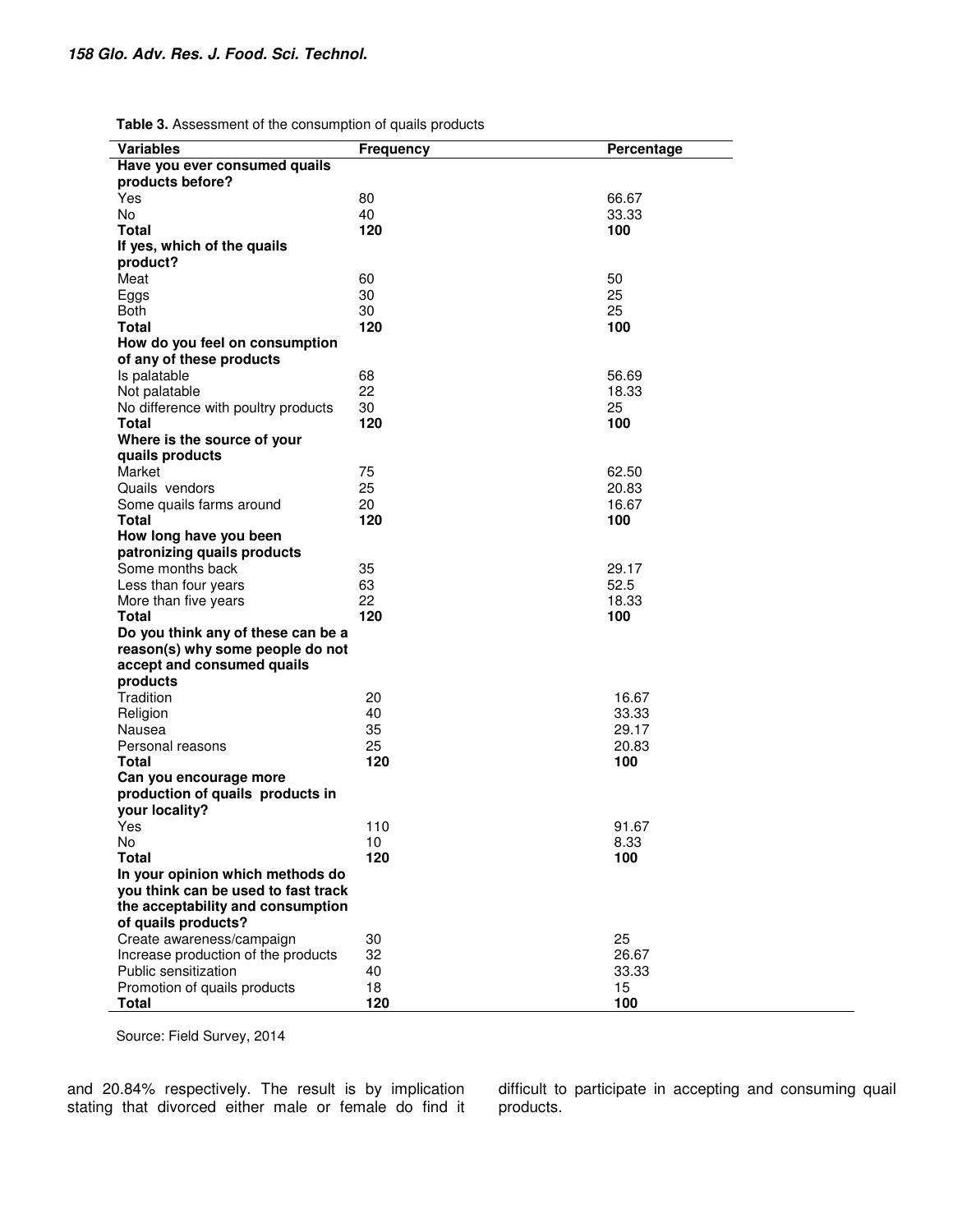**Table 3.** Assessment of the consumption of quails products

| Variables | Frequency | Percentage |
|---|---|---|
| **Have you ever consumed quails products before?** | | |
| Yes | 80 | 66.67 |
| No | 40 | 33.33 |
| **Total** | **120** | **100** |
| **If yes, which of the quails product?** | | |
| Meat | 60 | 50 |
| Eggs | 30 | 25 |
| Both | 30 | 25 |
| **Total** | **120** | **100** |
| **How do you feel on consumption of any of these products** | | |
| Is palatable | 68 | 56.69 |
| Not palatable | 22 | 18.33 |
| No difference with poultry products | 30 | 25 |
| **Total** | **120** | **100** |
| **Where is the source of your quails products** | | |
| Market | 75 | 62.50 |
| Quails vendors | 25 | 20.83 |
| Some quails farms around | 20 | 16.67 |
| **Total** | **120** | **100** |
| **How long have you been patronizing quails products** | | |
| Some months back | 35 | 29.17 |
| Less than four years | 63 | 52.5 |
| More than five years | 22 | 18.33 |
| **Total** | **120** | **100** |
| **Do you think any of these can be a reason(s) why some people do not accept and consumed quails products** | | |
| Tradition | 20 | 16.67 |
| Religion | 40 | 33.33 |
| Nausea | 35 | 29.17 |
| Personal reasons | 25 | 20.83 |
| **Total** | **120** | **100** |
| **Can you encourage more production of quails products in your locality?** | | |
| Yes | 110 | 91.67 |
| No | 10 | 8.33 |
| **Total** | **120** | **100** |
| **In your opinion which methods do you think can be used to fast track the acceptability and consumption of quails products?** | | |
| Create awareness/campaign | 30 | 25 |
| Increase production of the products | 32 | 26.67 |
| Public sensitization | 40 | 33.33 |
| Promotion of quails products | 18 | 15 |
| **Total** | **120** | **100** |

Source: Field Survey, 2014

and 20.84% respectively. The result is by implication stating that divorced either male or female do find it difficult to participate in accepting and consuming quail products.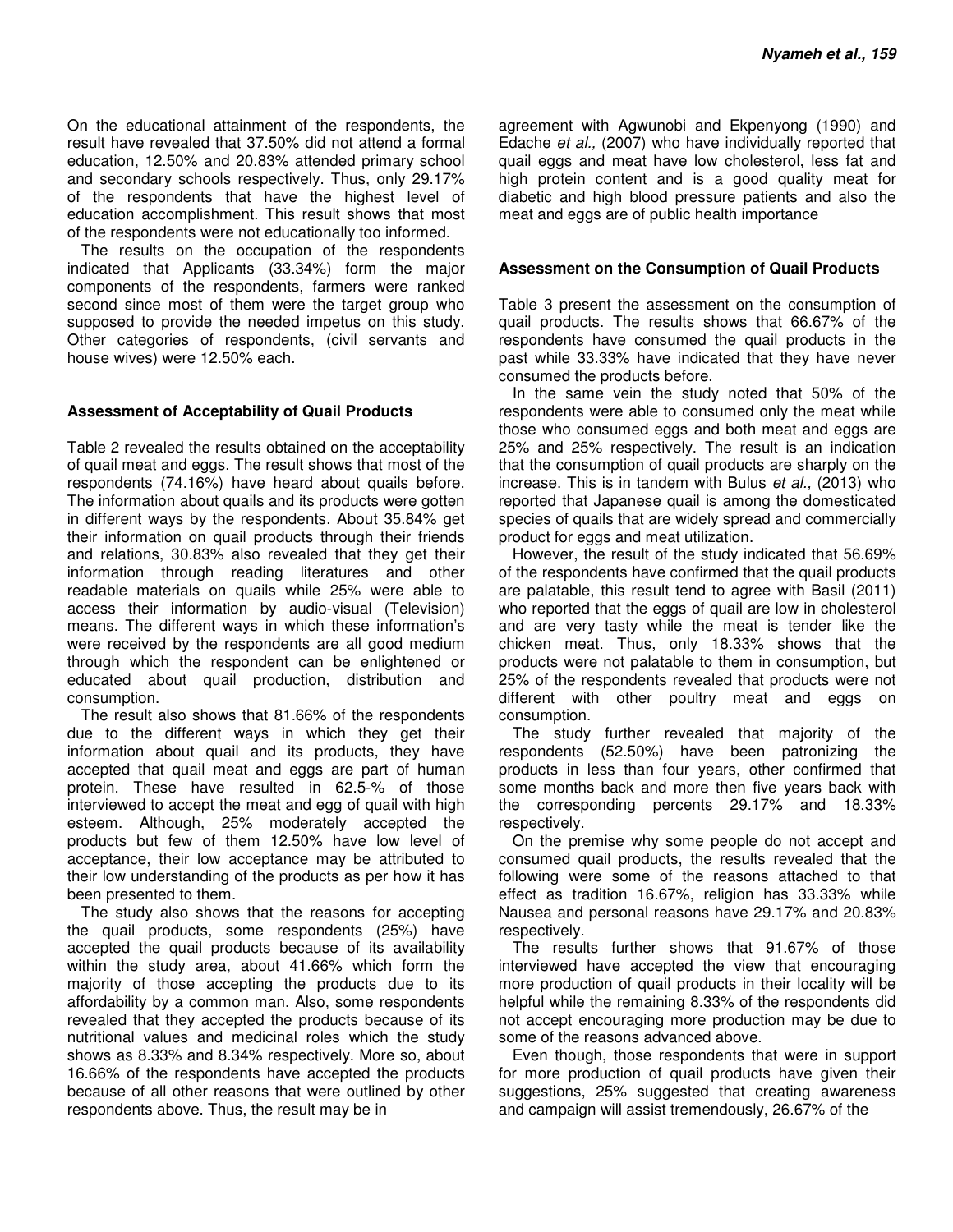On the educational attainment of the respondents, the result have revealed that 37.50% did not attend a formal education, 12.50% and 20.83% attended primary school and secondary schools respectively. Thus, only 29.17% of the respondents that have the highest level of education accomplishment. This result shows that most of the respondents were not educationally too informed.

The results on the occupation of the respondents indicated that Applicants (33.34%) form the major components of the respondents, farmers were ranked second since most of them were the target group who supposed to provide the needed impetus on this study. Other categories of respondents, (civil servants and house wives) were 12.50% each.

**Assessment of Acceptability of Quail Products**

Table 2 revealed the results obtained on the acceptability of quail meat and eggs. The result shows that most of the respondents (74.16%) have heard about quails before. The information about quails and its products were gotten in different ways by the respondents. About 35.84% get their information on quail products through their friends and relations, 30.83% also revealed that they get their information through reading literatures and other readable materials on quails while 25% were able to access their information by audio-visual (Television) means. The different ways in which these information's were received by the respondents are all good medium through which the respondent can be enlightened or educated about quail production, distribution and consumption.

The result also shows that 81.66% of the respondents due to the different ways in which they get their information about quail and its products, they have accepted that quail meat and eggs are part of human protein. These have resulted in 62.5-% of those interviewed to accept the meat and egg of quail with high esteem. Although, 25% moderately accepted the products but few of them 12.50% have low level of acceptance, their low acceptance may be attributed to their low understanding of the products as per how it has been presented to them.

The study also shows that the reasons for accepting the quail products, some respondents (25%) have accepted the quail products because of its availability within the study area, about 41.66% which form the majority of those accepting the products due to its affordability by a common man. Also, some respondents revealed that they accepted the products because of its nutritional values and medicinal roles which the study shows as 8.33% and 8.34% respectively. More so, about 16.66% of the respondents have accepted the products because of all other reasons that were outlined by other respondents above. Thus, the result may be in agreement with Agwunobi and Ekpenyong (1990) and Edache *et al.,* (2007) who have individually reported that quail eggs and meat have low cholesterol, less fat and high protein content and is a good quality meat for diabetic and high blood pressure patients and also the meat and eggs are of public health importance

**Assessment on the Consumption of Quail Products**

Table 3 present the assessment on the consumption of quail products. The results shows that 66.67% of the respondents have consumed the quail products in the past while 33.33% have indicated that they have never consumed the products before.

In the same vein the study noted that 50% of the respondents were able to consumed only the meat while those who consumed eggs and both meat and eggs are 25% and 25% respectively. The result is an indication that the consumption of quail products are sharply on the increase. This is in tandem with Bulus *et al.,* (2013) who reported that Japanese quail is among the domesticated species of quails that are widely spread and commercially product for eggs and meat utilization.

However, the result of the study indicated that 56.69% of the respondents have confirmed that the quail products are palatable, this result tend to agree with Basil (2011) who reported that the eggs of quail are low in cholesterol and are very tasty while the meat is tender like the chicken meat. Thus, only 18.33% shows that the products were not palatable to them in consumption, but 25% of the respondents revealed that products were not different with other poultry meat and eggs on consumption.

The study further revealed that majority of the respondents (52.50%) have been patronizing the products in less than four years, other confirmed that some months back and more then five years back with the corresponding percents 29.17% and 18.33% respectively.

On the premise why some people do not accept and consumed quail products, the results revealed that the following were some of the reasons attached to that effect as tradition 16.67%, religion has 33.33% while Nausea and personal reasons have 29.17% and 20.83% respectively.

The results further shows that 91.67% of those interviewed have accepted the view that encouraging more production of quail products in their locality will be helpful while the remaining 8.33% of the respondents did not accept encouraging more production may be due to some of the reasons advanced above.

Even though, those respondents that were in support for more production of quail products have given their suggestions, 25% suggested that creating awareness and campaign will assist tremendously, 26.67% of the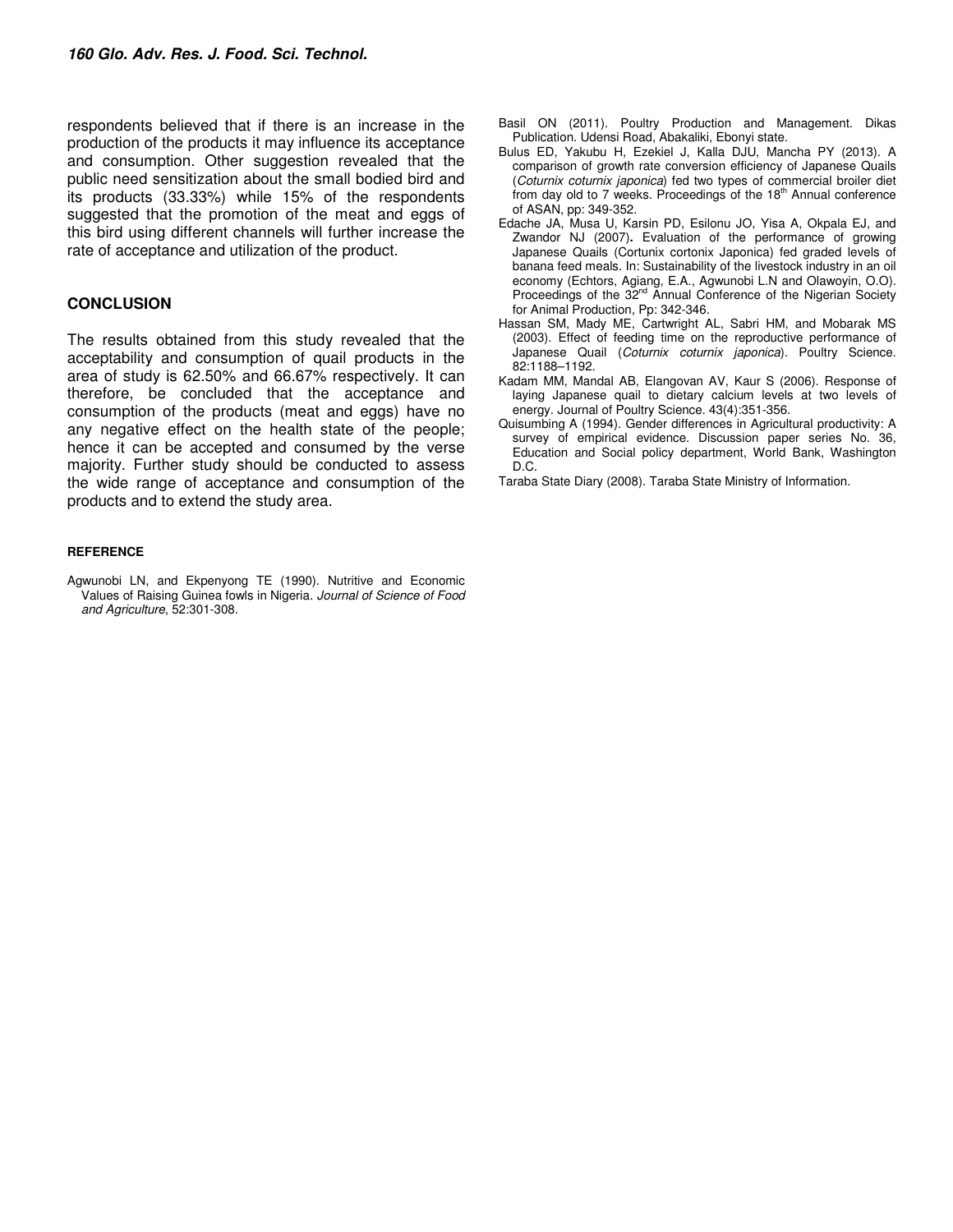respondents believed that if there is an increase in the production of the products it may influence its acceptance and consumption. Other suggestion revealed that the public need sensitization about the small bodied bird and its products (33.33%) while 15% of the respondents suggested that the promotion of the meat and eggs of this bird using different channels will further increase the rate of acceptance and utilization of the product.

## CONCLUSION

The results obtained from this study revealed that the acceptability and consumption of quail products in the area of study is 62.50% and 66.67% respectively. It can therefore, be concluded that the acceptance and consumption of the products (meat and eggs) have no any negative effect on the health state of the people; hence it can be accepted and consumed by the verse majority. Further study should be conducted to assess the wide range of acceptance and consumption of the products and to extend the study area.

### REFERENCE

Agwunobi LN, and Ekpenyong TE (1990). Nutritive and Economic Values of Raising Guinea fowls in Nigeria. *Journal of Science of Food and Agriculture*, 52:301-308.

Basil ON (2011). Poultry Production and Management. Dikas Publication. Udensi Road, Abakaliki, Ebonyi state.

Bulus ED, Yakubu H, Ezekiel J, Kalla DJU, Mancha PY (2013). A comparison of growth rate conversion efficiency of Japanese Quails (*Coturnix coturnix japonica*) fed two types of commercial broiler diet from day old to 7 weeks. Proceedings of the 18th Annual conference of ASAN, pp: 349-352.

Edache JA, Musa U, Karsin PD, Esilonu JO, Yisa A, Okpala EJ, and Zwandor NJ (2007). Evaluation of the performance of growing Japanese Quails (Cortunix cortonix Japonica) fed graded levels of banana feed meals. In: Sustainability of the livestock industry in an oil economy (Echtors, Agiang, E.A., Agwunobi L.N and Olawoyin, O.O). Proceedings of the 32nd Annual Conference of the Nigerian Society for Animal Production, Pp: 342-346.

Hassan SM, Mady ME, Cartwright AL, Sabri HM, and Mobarak MS (2003). Effect of feeding time on the reproductive performance of Japanese Quail (*Coturnix coturnix japonica*). Poultry Science. 82:1188–1192.

Kadam MM, Mandal AB, Elangovan AV, Kaur S (2006). Response of laying Japanese quail to dietary calcium levels at two levels of energy. Journal of Poultry Science. 43(4):351-356.

Quisumbing A (1994). Gender differences in Agricultural productivity: A survey of empirical evidence. Discussion paper series No. 36, Education and Social policy department, World Bank, Washington D.C.

Taraba State Diary (2008). Taraba State Ministry of Information.